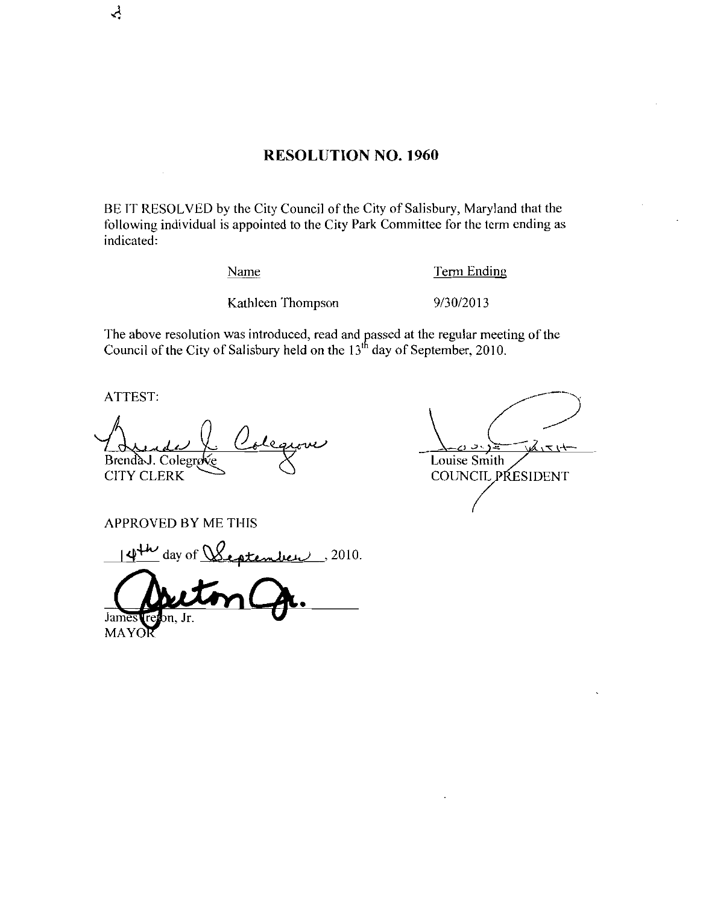# RESOLUTION NO. 1960

BE IT RESOLVED by the City Council of the City of Salisbury, Maryland that the following individual is appointed to the City Park Committee for the term ending as indicated:

| Name | Term Ending |
| --- | --- |
| Kathleen Thompson | 9/30/2013 |

The above resolution was introduced, read and passed at the regular meeting of the Council of the City of Salisbury held on the 13th day of September, 2010.

ATTEST:

Brenda J. Colegrove
CITY CLERK

Louise Smith
COUNCIL PRESIDENT

APPROVED BY ME THIS

14th day of September, 2010.

James Ireton, Jr.
MAYOR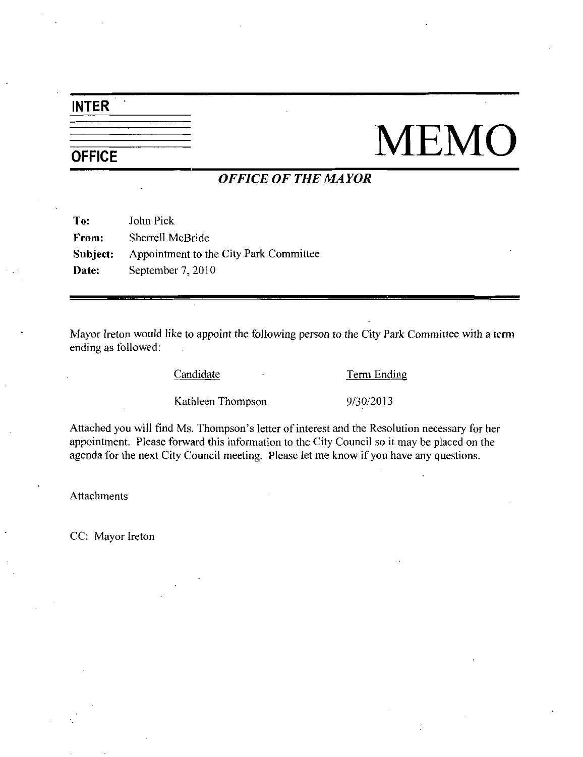# INTER OFFICE MEMO

***OFFICE OF THE MAYOR***

**To:** John Pick
**From:** Sherrell McBride
**Subject:** Appointment to the City Park Committee
**Date:** September 7, 2010

---

Mayor Ireton would like to appoint the following person to the City Park Committee with a term ending as followed:

| Candidate | Term Ending |
| --- | --- |
| Kathleen Thompson | 9/30/2013 |

Attached you will find Ms. Thompson's letter of interest and the Resolution necessary for her appointment. Please forward this information to the City Council so it may be placed on the agenda for the next City Council meeting. Please let me know if you have any questions.

Attachments

CC: Mayor Ireton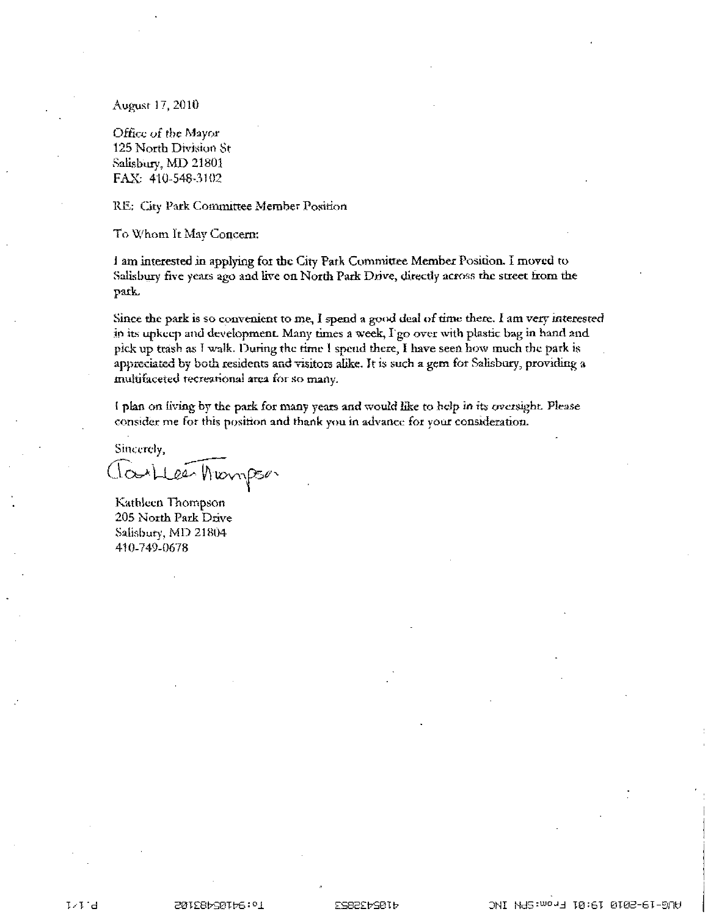August 17, 2010

Office of the Mayor
125 North Division St
Salisbury, MD 21801
FAX: 410-548-3102

RE: City Park Committee Member Position

To Whom It May Concern:

I am interested in applying for the City Park Committee Member Position. I moved to Salisbury five years ago and live on North Park Drive, directly across the street from the park.

Since the park is so convenient to me, I spend a good deal of time there. I am very interested in its upkeep and development. Many times a week, I go over with plastic bag in hand and pick up trash as I walk. During the time I spend there, I have seen how much the park is appreciated by both residents and visitors alike. It is such a gem for Salisbury, providing a multifaceted recreational area for so many.

I plan on living by the park for many years and would like to help in its oversight. Please consider me for this position and thank you in advance for your consideration.

Sincerely,

Kathleen Thompson

Kathleen Thompson
205 North Park Drive
Salisbury, MD 21804
410-749-0678